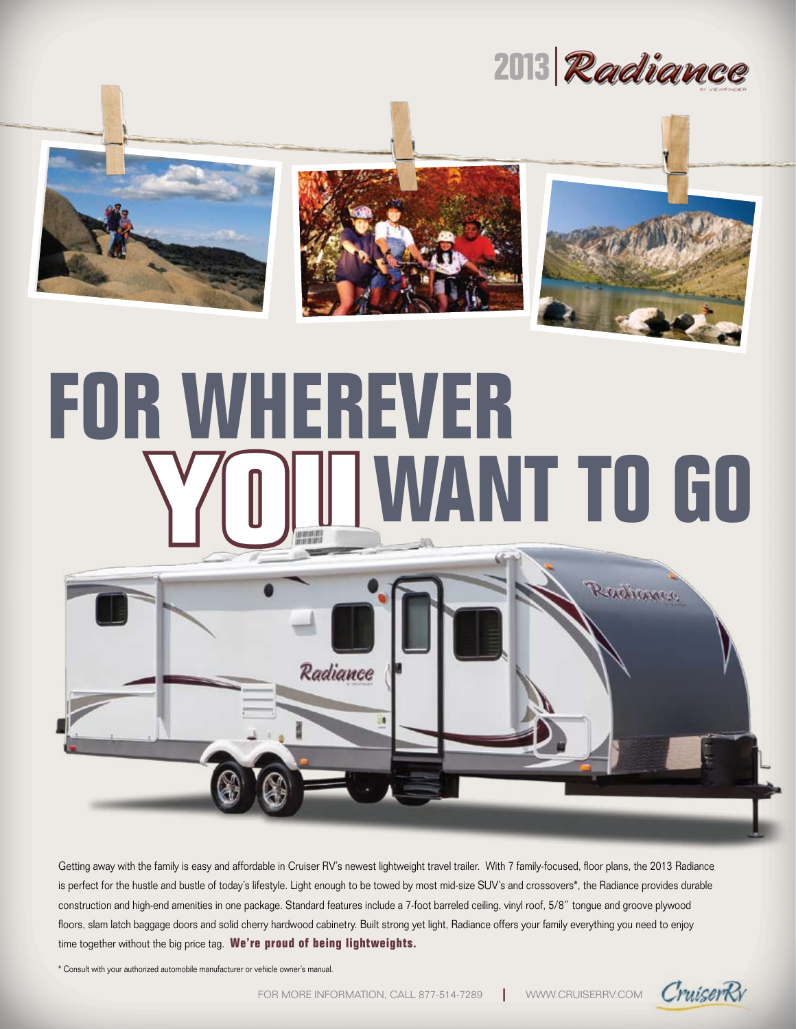2013 Radiance

# FOR WHEREVER YOU WANT TO GO

Getting away with the family is easy and affordable in Cruiser RV's newest lightweight travel trailer. With 7 family-focused, floor plans, the 2013 Radiance is perfect for the hustle and bustle of today's lifestyle. Light enough to be towed by most mid-size SUV's and crossovers*, the Radiance provides durable construction and high-end amenities in one package. Standard features include a 7-foot barreled ceiling, vinyl roof, 5/8" tongue and groove plywood floors, slam latch baggage doors and solid cherry hardwood cabinetry. Built strong yet light, Radiance offers your family everything you need to enjoy time together without the big price tag. **We're proud of being lightweights.**

* Consult with your authorized automobile manufacturer or vehicle owner's manual.

FOR MORE INFORMATION, CALL 877-514-7289 | WWW.CRUISERRV.COM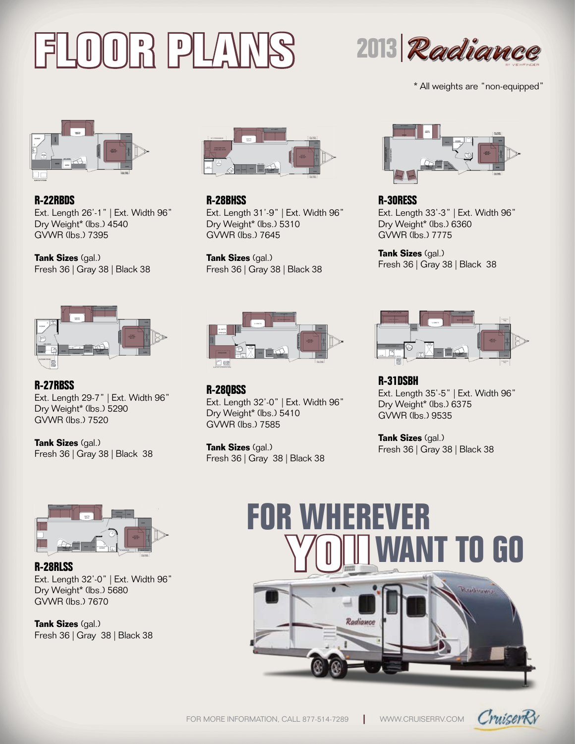# FLOOR PLANS

2013 | Radiance

\* All weights are "non-equipped"

**R-22RBDS**
Ext. Length 26'-1" | Ext. Width 96"
Dry Weight* (lbs.) 4540
GVWR (lbs.) 7395

**Tank Sizes** (gal.)
Fresh 36 | Gray 38 | Black 38

**R-28BHSS**
Ext. Length 31'-9" | Ext. Width 96"
Dry Weight* (lbs.) 5310
GVWR (lbs.) 7645

**Tank Sizes** (gal.)
Fresh 36 | Gray 38 | Black 38

**R-30RESS**
Ext. Length 33'-3" | Ext. Width 96"
Dry Weight* (lbs.) 6360
GVWR (lbs.) 7775

**Tank Sizes** (gal.)
Fresh 36 | Gray 38 | Black 38

**R-27RBSS**
Ext. Length 29-7" | Ext. Width 96"
Dry Weight* (lbs.) 5290
GVWR (lbs.) 7520

**Tank Sizes** (gal.)
Fresh 36 | Gray 38 | Black 38

**R-28QBSS**
Ext. Length 32'-0" | Ext. Width 96"
Dry Weight* (lbs.) 5410
GVWR (lbs.) 7585

**Tank Sizes** (gal.)
Fresh 36 | Gray 38 | Black 38

**R-31DSBH**
Ext. Length 35'-5" | Ext. Width 96"
Dry Weight* (lbs.) 6375
GVWR (lbs.) 9535

**Tank Sizes** (gal.)
Fresh 36 | Gray 38 | Black 38

**R-28RLSS**
Ext. Length 32'-0" | Ext. Width 96"
Dry Weight* (lbs.) 5680
GVWR (lbs.) 7670

**Tank Sizes** (gal.)
Fresh 36 | Gray 38 | Black 38

## FOR WHEREVER YOU WANT TO GO

FOR MORE INFORMATION, CALL 877-514-7289 | WWW.CRUISERRV.COM